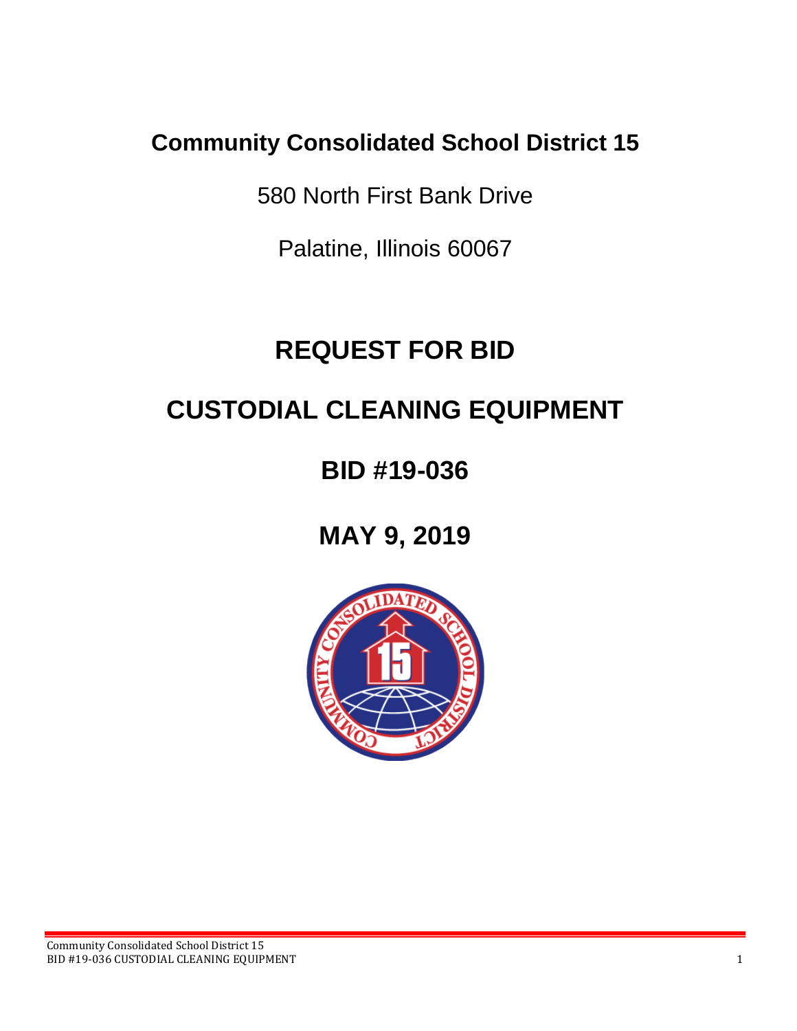# Community Consolidated School District 15

580 North First Bank Drive

Palatine, Illinois 60067

# REQUEST FOR BID

# CUSTODIAL CLEANING EQUIPMENT

## BID #19-036

## MAY 9, 2019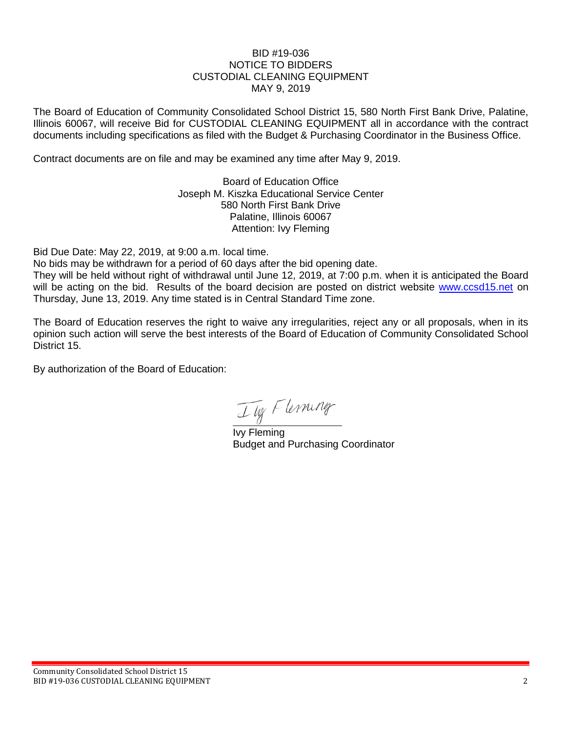BID #19-036
NOTICE TO BIDDERS
CUSTODIAL CLEANING EQUIPMENT
MAY 9, 2019

The Board of Education of Community Consolidated School District 15, 580 North First Bank Drive, Palatine, Illinois 60067, will receive Bid for CUSTODIAL CLEANING EQUIPMENT all in accordance with the contract documents including specifications as filed with the Budget & Purchasing Coordinator in the Business Office.

Contract documents are on file and may be examined any time after May 9, 2019.

Board of Education Office
Joseph M. Kiszka Educational Service Center
580 North First Bank Drive
Palatine, Illinois 60067
Attention: Ivy Fleming

Bid Due Date: May 22, 2019, at 9:00 a.m. local time.
No bids may be withdrawn for a period of 60 days after the bid opening date.
They will be held without right of withdrawal until June 12, 2019, at 7:00 p.m. when it is anticipated the Board will be acting on the bid. Results of the board decision are posted on district website www.ccsd15.net on Thursday, June 13, 2019. Any time stated is in Central Standard Time zone.

The Board of Education reserves the right to waive any irregularities, reject any or all proposals, when in its opinion such action will serve the best interests of the Board of Education of Community Consolidated School District 15.

By authorization of the Board of Education:

Ivy Fleming
Budget and Purchasing Coordinator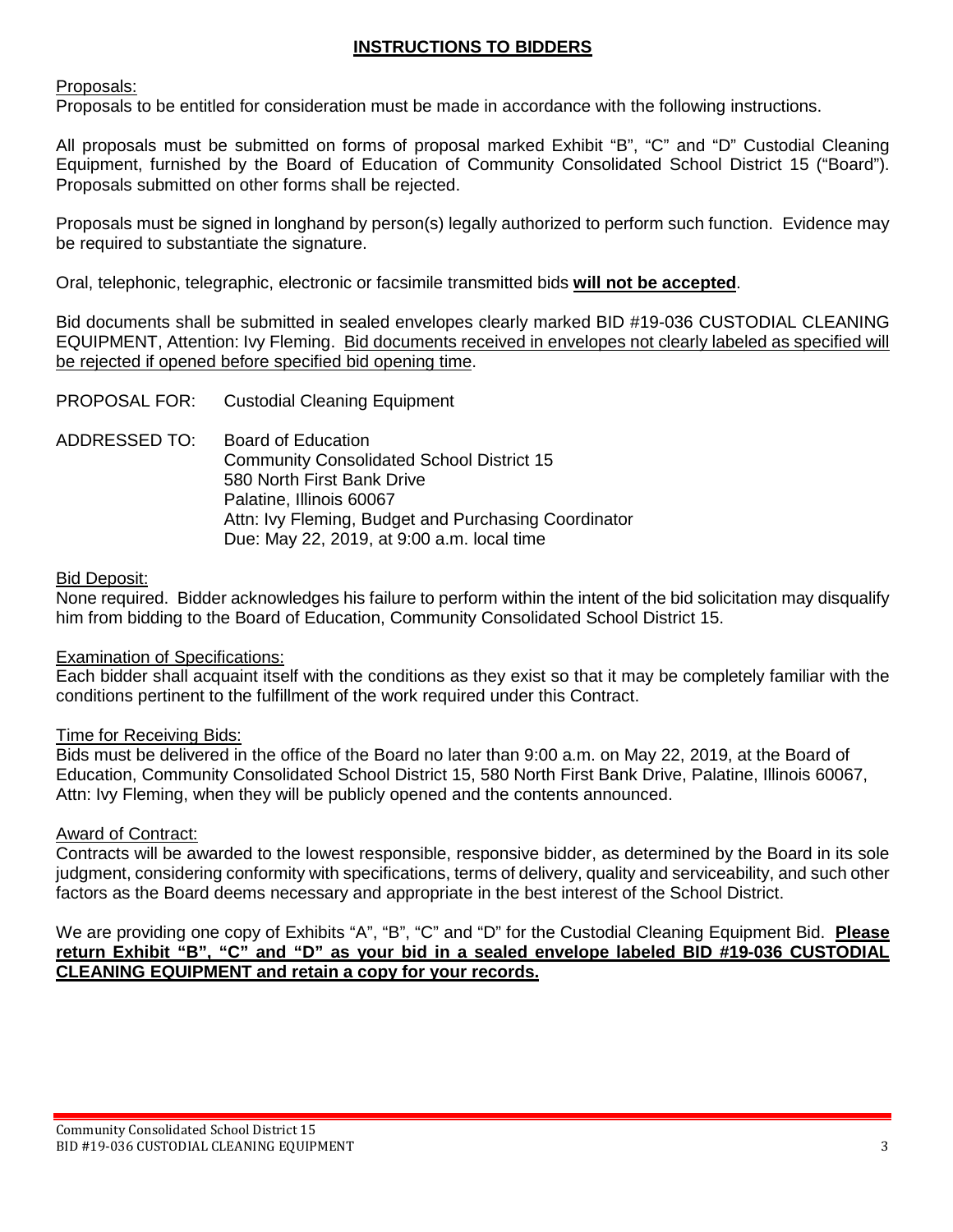# INSTRUCTIONS TO BIDDERS

Proposals:

Proposals to be entitled for consideration must be made in accordance with the following instructions.

All proposals must be submitted on forms of proposal marked Exhibit "B", "C" and "D" Custodial Cleaning Equipment, furnished by the Board of Education of Community Consolidated School District 15 ("Board"). Proposals submitted on other forms shall be rejected.

Proposals must be signed in longhand by person(s) legally authorized to perform such function. Evidence may be required to substantiate the signature.

Oral, telephonic, telegraphic, electronic or facsimile transmitted bids **will not be accepted**.

Bid documents shall be submitted in sealed envelopes clearly marked BID #19-036 CUSTODIAL CLEANING EQUIPMENT, Attention: Ivy Fleming. Bid documents received in envelopes not clearly labeled as specified will be rejected if opened before specified bid opening time.

PROPOSAL FOR: Custodial Cleaning Equipment

ADDRESSED TO: Board of Education
Community Consolidated School District 15
580 North First Bank Drive
Palatine, Illinois 60067
Attn: Ivy Fleming, Budget and Purchasing Coordinator
Due: May 22, 2019, at 9:00 a.m. local time

Bid Deposit:

None required. Bidder acknowledges his failure to perform within the intent of the bid solicitation may disqualify him from bidding to the Board of Education, Community Consolidated School District 15.

Examination of Specifications:

Each bidder shall acquaint itself with the conditions as they exist so that it may be completely familiar with the conditions pertinent to the fulfillment of the work required under this Contract.

Time for Receiving Bids:

Bids must be delivered in the office of the Board no later than 9:00 a.m. on May 22, 2019, at the Board of Education, Community Consolidated School District 15, 580 North First Bank Drive, Palatine, Illinois 60067, Attn: Ivy Fleming, when they will be publicly opened and the contents announced.

Award of Contract:

Contracts will be awarded to the lowest responsible, responsive bidder, as determined by the Board in its sole judgment, considering conformity with specifications, terms of delivery, quality and serviceability, and such other factors as the Board deems necessary and appropriate in the best interest of the School District.

We are providing one copy of Exhibits "A", "B", "C" and "D" for the Custodial Cleaning Equipment Bid. **Please return Exhibit "B", "C" and "D" as your bid in a sealed envelope labeled BID #19-036 CUSTODIAL CLEANING EQUIPMENT and retain a copy for your records.**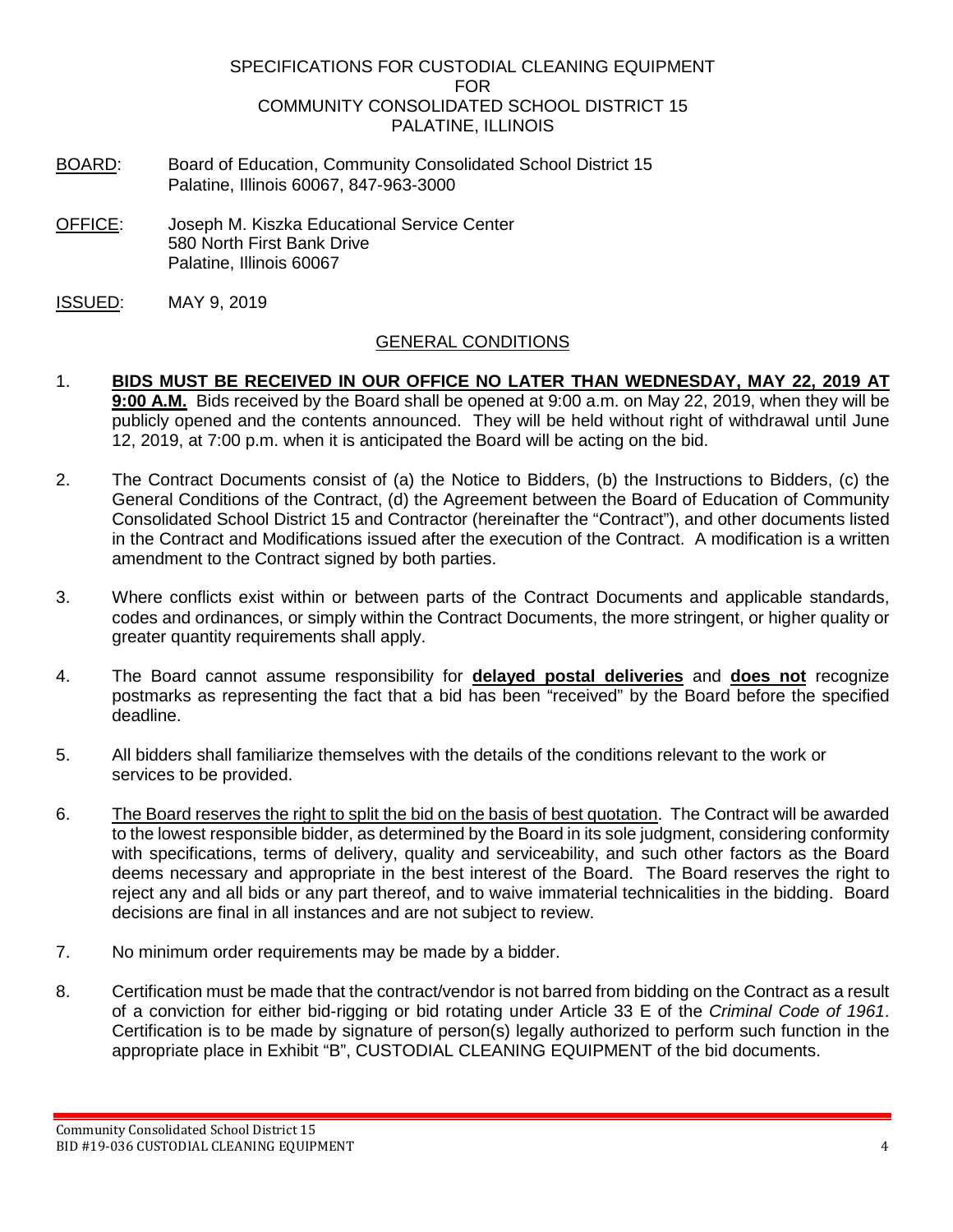SPECIFICATIONS FOR CUSTODIAL CLEANING EQUIPMENT
FOR
COMMUNITY CONSOLIDATED SCHOOL DISTRICT 15
PALATINE, ILLINOIS

BOARD: Board of Education, Community Consolidated School District 15
Palatine, Illinois 60067, 847-963-3000

OFFICE: Joseph M. Kiszka Educational Service Center
580 North First Bank Drive
Palatine, Illinois 60067

ISSUED: MAY 9, 2019

## GENERAL CONDITIONS

1. **BIDS MUST BE RECEIVED IN OUR OFFICE NO LATER THAN WEDNESDAY, MAY 22, 2019 AT 9:00 A.M.** Bids received by the Board shall be opened at 9:00 a.m. on May 22, 2019, when they will be publicly opened and the contents announced. They will be held without right of withdrawal until June 12, 2019, at 7:00 p.m. when it is anticipated the Board will be acting on the bid.

2. The Contract Documents consist of (a) the Notice to Bidders, (b) the Instructions to Bidders, (c) the General Conditions of the Contract, (d) the Agreement between the Board of Education of Community Consolidated School District 15 and Contractor (hereinafter the "Contract"), and other documents listed in the Contract and Modifications issued after the execution of the Contract. A modification is a written amendment to the Contract signed by both parties.

3. Where conflicts exist within or between parts of the Contract Documents and applicable standards, codes and ordinances, or simply within the Contract Documents, the more stringent, or higher quality or greater quantity requirements shall apply.

4. The Board cannot assume responsibility for **delayed postal deliveries** and **does not** recognize postmarks as representing the fact that a bid has been "received" by the Board before the specified deadline.

5. All bidders shall familiarize themselves with the details of the conditions relevant to the work or services to be provided.

6. The Board reserves the right to split the bid on the basis of best quotation. The Contract will be awarded to the lowest responsible bidder, as determined by the Board in its sole judgment, considering conformity with specifications, terms of delivery, quality and serviceability, and such other factors as the Board deems necessary and appropriate in the best interest of the Board. The Board reserves the right to reject any and all bids or any part thereof, and to waive immaterial technicalities in the bidding. Board decisions are final in all instances and are not subject to review.

7. No minimum order requirements may be made by a bidder.

8. Certification must be made that the contract/vendor is not barred from bidding on the Contract as a result of a conviction for either bid-rigging or bid rotating under Article 33 E of the *Criminal Code of 1961*. Certification is to be made by signature of person(s) legally authorized to perform such function in the appropriate place in Exhibit "B", CUSTODIAL CLEANING EQUIPMENT of the bid documents.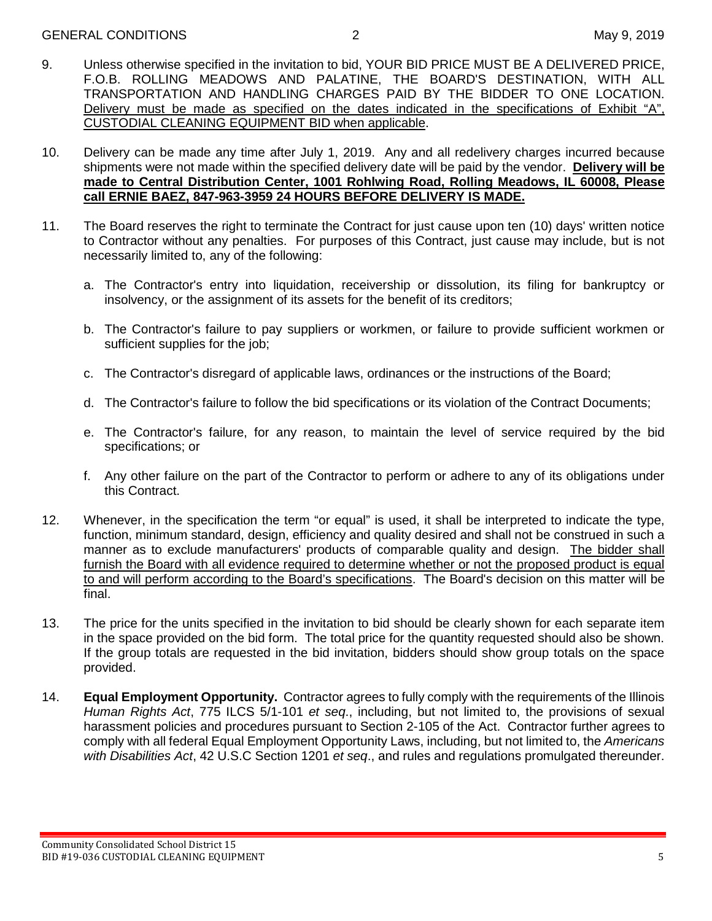9. Unless otherwise specified in the invitation to bid, YOUR BID PRICE MUST BE A DELIVERED PRICE, F.O.B. ROLLING MEADOWS AND PALATINE, THE BOARD'S DESTINATION, WITH ALL TRANSPORTATION AND HANDLING CHARGES PAID BY THE BIDDER TO ONE LOCATION. Delivery must be made as specified on the dates indicated in the specifications of Exhibit "A", CUSTODIAL CLEANING EQUIPMENT BID when applicable.

10. Delivery can be made any time after July 1, 2019. Any and all redelivery charges incurred because shipments were not made within the specified delivery date will be paid by the vendor. **Delivery will be made to Central Distribution Center, 1001 Rohlwing Road, Rolling Meadows, IL 60008, Please call ERNIE BAEZ, 847-963-3959 24 HOURS BEFORE DELIVERY IS MADE.**

11. The Board reserves the right to terminate the Contract for just cause upon ten (10) days' written notice to Contractor without any penalties. For purposes of this Contract, just cause may include, but is not necessarily limited to, any of the following:

    a. The Contractor's entry into liquidation, receivership or dissolution, its filing for bankruptcy or insolvency, or the assignment of its assets for the benefit of its creditors;

    b. The Contractor's failure to pay suppliers or workmen, or failure to provide sufficient workmen or sufficient supplies for the job;

    c. The Contractor's disregard of applicable laws, ordinances or the instructions of the Board;

    d. The Contractor's failure to follow the bid specifications or its violation of the Contract Documents;

    e. The Contractor's failure, for any reason, to maintain the level of service required by the bid specifications; or

    f. Any other failure on the part of the Contractor to perform or adhere to any of its obligations under this Contract.

12. Whenever, in the specification the term "or equal" is used, it shall be interpreted to indicate the type, function, minimum standard, design, efficiency and quality desired and shall not be construed in such a manner as to exclude manufacturers' products of comparable quality and design. The bidder shall furnish the Board with all evidence required to determine whether or not the proposed product is equal to and will perform according to the Board's specifications. The Board's decision on this matter will be final.

13. The price for the units specified in the invitation to bid should be clearly shown for each separate item in the space provided on the bid form. The total price for the quantity requested should also be shown. If the group totals are requested in the bid invitation, bidders should show group totals on the space provided.

14. **Equal Employment Opportunity.** Contractor agrees to fully comply with the requirements of the Illinois *Human Rights Act*, 775 ILCS 5/1-101 *et seq*., including, but not limited to, the provisions of sexual harassment policies and procedures pursuant to Section 2-105 of the Act. Contractor further agrees to comply with all federal Equal Employment Opportunity Laws, including, but not limited to, the *Americans with Disabilities Act*, 42 U.S.C Section 1201 *et seq*., and rules and regulations promulgated thereunder.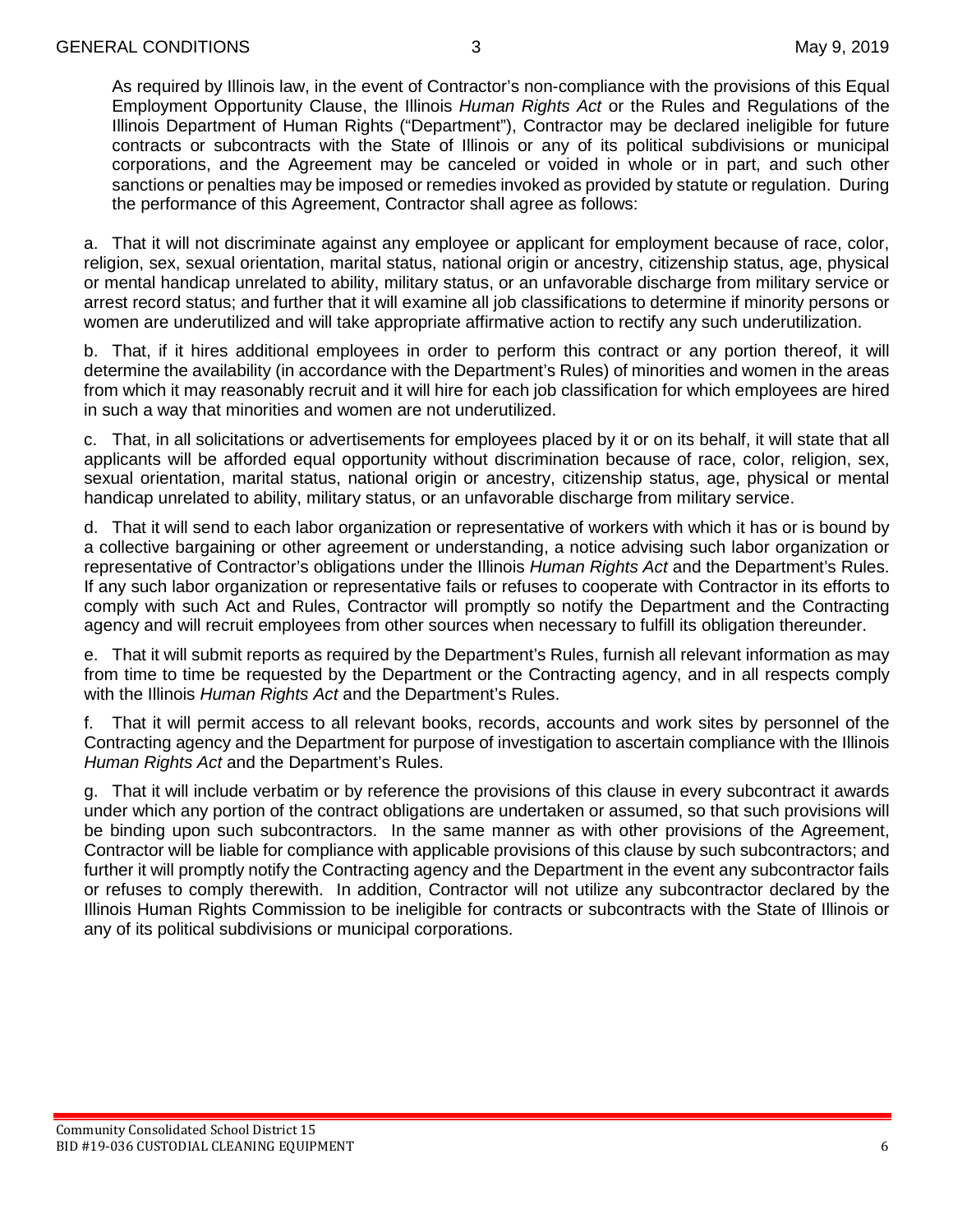As required by Illinois law, in the event of Contractor's non-compliance with the provisions of this Equal Employment Opportunity Clause, the Illinois *Human Rights Act* or the Rules and Regulations of the Illinois Department of Human Rights ("Department"), Contractor may be declared ineligible for future contracts or subcontracts with the State of Illinois or any of its political subdivisions or municipal corporations, and the Agreement may be canceled or voided in whole or in part, and such other sanctions or penalties may be imposed or remedies invoked as provided by statute or regulation. During the performance of this Agreement, Contractor shall agree as follows:

a. That it will not discriminate against any employee or applicant for employment because of race, color, religion, sex, sexual orientation, marital status, national origin or ancestry, citizenship status, age, physical or mental handicap unrelated to ability, military status, or an unfavorable discharge from military service or arrest record status; and further that it will examine all job classifications to determine if minority persons or women are underutilized and will take appropriate affirmative action to rectify any such underutilization.

b. That, if it hires additional employees in order to perform this contract or any portion thereof, it will determine the availability (in accordance with the Department's Rules) of minorities and women in the areas from which it may reasonably recruit and it will hire for each job classification for which employees are hired in such a way that minorities and women are not underutilized.

c. That, in all solicitations or advertisements for employees placed by it or on its behalf, it will state that all applicants will be afforded equal opportunity without discrimination because of race, color, religion, sex, sexual orientation, marital status, national origin or ancestry, citizenship status, age, physical or mental handicap unrelated to ability, military status, or an unfavorable discharge from military service.

d. That it will send to each labor organization or representative of workers with which it has or is bound by a collective bargaining or other agreement or understanding, a notice advising such labor organization or representative of Contractor's obligations under the Illinois *Human Rights Act* and the Department's Rules. If any such labor organization or representative fails or refuses to cooperate with Contractor in its efforts to comply with such Act and Rules, Contractor will promptly so notify the Department and the Contracting agency and will recruit employees from other sources when necessary to fulfill its obligation thereunder.

e. That it will submit reports as required by the Department's Rules, furnish all relevant information as may from time to time be requested by the Department or the Contracting agency, and in all respects comply with the Illinois *Human Rights Act* and the Department's Rules.

f. That it will permit access to all relevant books, records, accounts and work sites by personnel of the Contracting agency and the Department for purpose of investigation to ascertain compliance with the Illinois *Human Rights Act* and the Department's Rules.

g. That it will include verbatim or by reference the provisions of this clause in every subcontract it awards under which any portion of the contract obligations are undertaken or assumed, so that such provisions will be binding upon such subcontractors. In the same manner as with other provisions of the Agreement, Contractor will be liable for compliance with applicable provisions of this clause by such subcontractors; and further it will promptly notify the Contracting agency and the Department in the event any subcontractor fails or refuses to comply therewith. In addition, Contractor will not utilize any subcontractor declared by the Illinois Human Rights Commission to be ineligible for contracts or subcontracts with the State of Illinois or any of its political subdivisions or municipal corporations.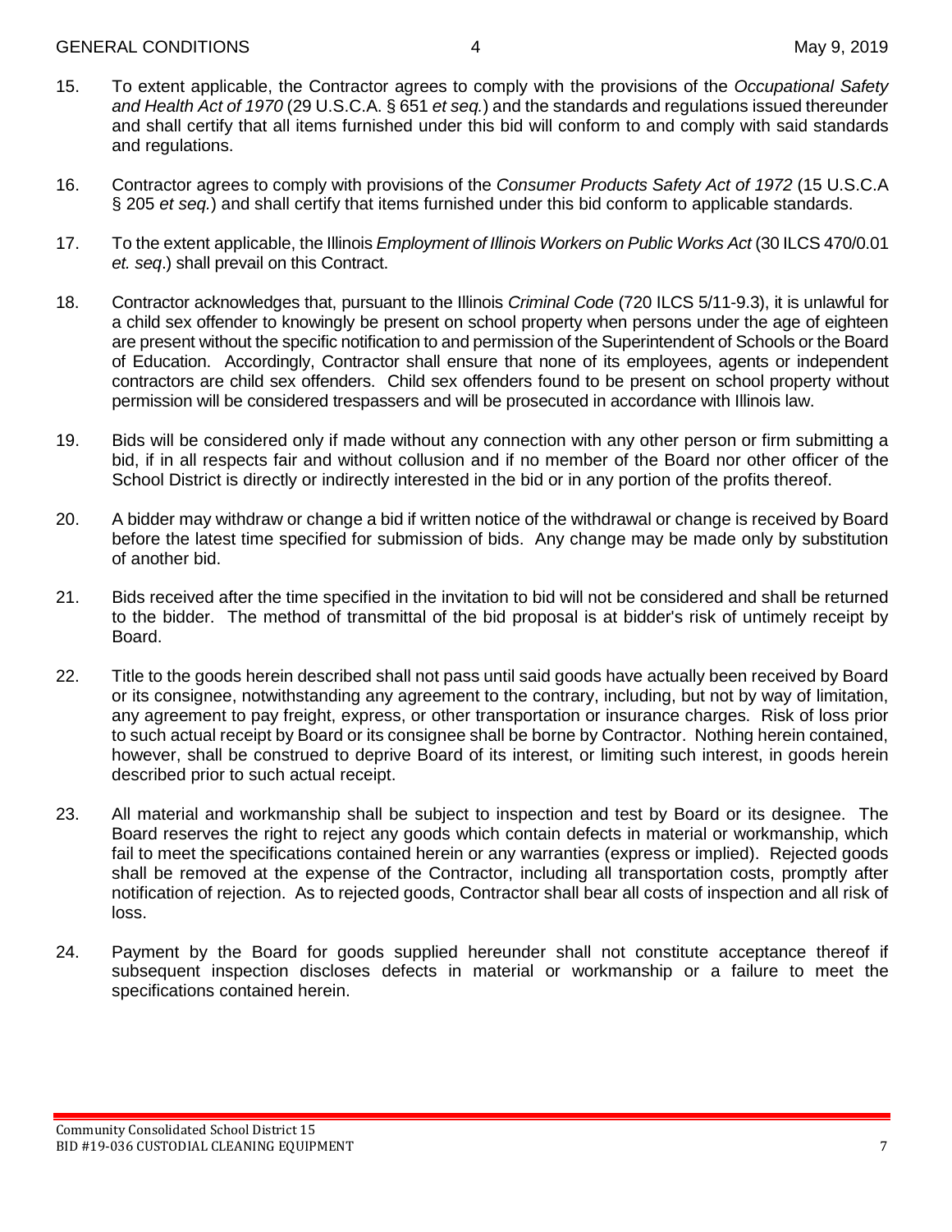15. To extent applicable, the Contractor agrees to comply with the provisions of the *Occupational Safety and Health Act of 1970* (29 U.S.C.A. § 651 *et seq.*) and the standards and regulations issued thereunder and shall certify that all items furnished under this bid will conform to and comply with said standards and regulations.

16. Contractor agrees to comply with provisions of the *Consumer Products Safety Act of 1972* (15 U.S.C.A § 205 *et seq.*) and shall certify that items furnished under this bid conform to applicable standards.

17. To the extent applicable, the Illinois *Employment of Illinois Workers on Public Works Act* (30 ILCS 470/0.01 *et. seq*.) shall prevail on this Contract.

18. Contractor acknowledges that, pursuant to the Illinois *Criminal Code* (720 ILCS 5/11-9.3), it is unlawful for a child sex offender to knowingly be present on school property when persons under the age of eighteen are present without the specific notification to and permission of the Superintendent of Schools or the Board of Education. Accordingly, Contractor shall ensure that none of its employees, agents or independent contractors are child sex offenders. Child sex offenders found to be present on school property without permission will be considered trespassers and will be prosecuted in accordance with Illinois law.

19. Bids will be considered only if made without any connection with any other person or firm submitting a bid, if in all respects fair and without collusion and if no member of the Board nor other officer of the School District is directly or indirectly interested in the bid or in any portion of the profits thereof.

20. A bidder may withdraw or change a bid if written notice of the withdrawal or change is received by Board before the latest time specified for submission of bids. Any change may be made only by substitution of another bid.

21. Bids received after the time specified in the invitation to bid will not be considered and shall be returned to the bidder. The method of transmittal of the bid proposal is at bidder's risk of untimely receipt by Board.

22. Title to the goods herein described shall not pass until said goods have actually been received by Board or its consignee, notwithstanding any agreement to the contrary, including, but not by way of limitation, any agreement to pay freight, express, or other transportation or insurance charges. Risk of loss prior to such actual receipt by Board or its consignee shall be borne by Contractor. Nothing herein contained, however, shall be construed to deprive Board of its interest, or limiting such interest, in goods herein described prior to such actual receipt.

23. All material and workmanship shall be subject to inspection and test by Board or its designee. The Board reserves the right to reject any goods which contain defects in material or workmanship, which fail to meet the specifications contained herein or any warranties (express or implied). Rejected goods shall be removed at the expense of the Contractor, including all transportation costs, promptly after notification of rejection. As to rejected goods, Contractor shall bear all costs of inspection and all risk of loss.

24. Payment by the Board for goods supplied hereunder shall not constitute acceptance thereof if subsequent inspection discloses defects in material or workmanship or a failure to meet the specifications contained herein.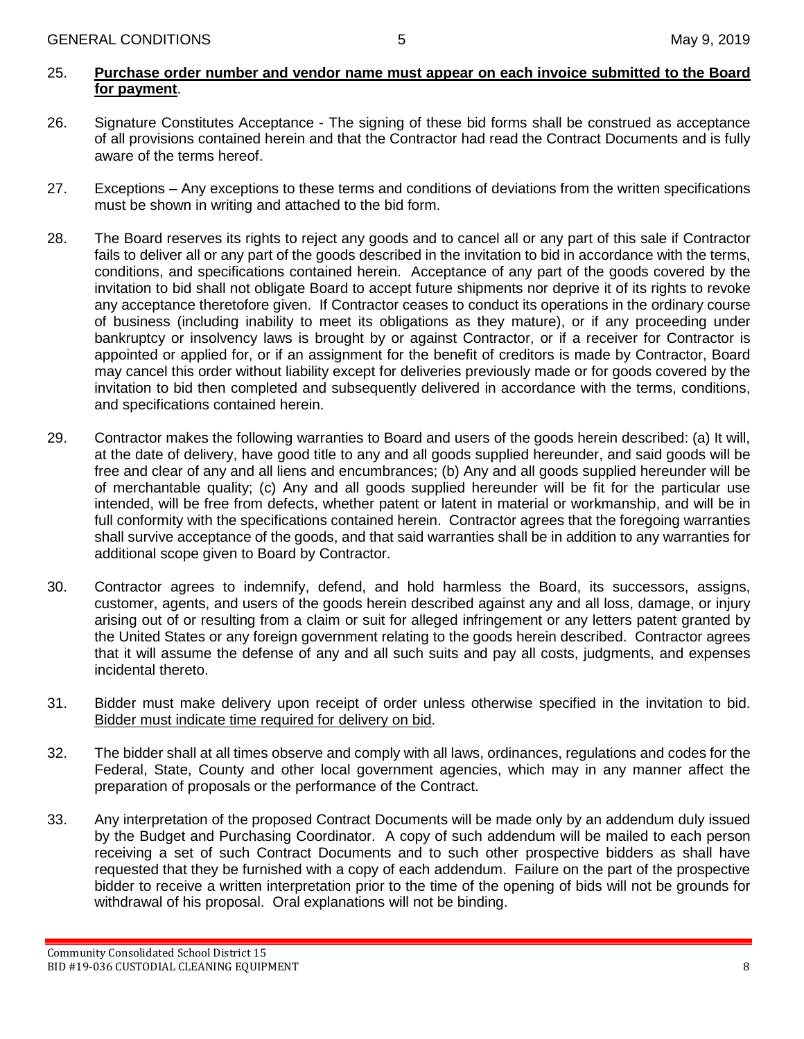25. **<u>Purchase order number and vendor name must appear on each invoice submitted to the Board for payment</u>**.

26. Signature Constitutes Acceptance - The signing of these bid forms shall be construed as acceptance of all provisions contained herein and that the Contractor had read the Contract Documents and is fully aware of the terms hereof.

27. Exceptions – Any exceptions to these terms and conditions of deviations from the written specifications must be shown in writing and attached to the bid form.

28. The Board reserves its rights to reject any goods and to cancel all or any part of this sale if Contractor fails to deliver all or any part of the goods described in the invitation to bid in accordance with the terms, conditions, and specifications contained herein. Acceptance of any part of the goods covered by the invitation to bid shall not obligate Board to accept future shipments nor deprive it of its rights to revoke any acceptance theretofore given. If Contractor ceases to conduct its operations in the ordinary course of business (including inability to meet its obligations as they mature), or if any proceeding under bankruptcy or insolvency laws is brought by or against Contractor, or if a receiver for Contractor is appointed or applied for, or if an assignment for the benefit of creditors is made by Contractor, Board may cancel this order without liability except for deliveries previously made or for goods covered by the invitation to bid then completed and subsequently delivered in accordance with the terms, conditions, and specifications contained herein.

29. Contractor makes the following warranties to Board and users of the goods herein described: (a) It will, at the date of delivery, have good title to any and all goods supplied hereunder, and said goods will be free and clear of any and all liens and encumbrances; (b) Any and all goods supplied hereunder will be of merchantable quality; (c) Any and all goods supplied hereunder will be fit for the particular use intended, will be free from defects, whether patent or latent in material or workmanship, and will be in full conformity with the specifications contained herein. Contractor agrees that the foregoing warranties shall survive acceptance of the goods, and that said warranties shall be in addition to any warranties for additional scope given to Board by Contractor.

30. Contractor agrees to indemnify, defend, and hold harmless the Board, its successors, assigns, customer, agents, and users of the goods herein described against any and all loss, damage, or injury arising out of or resulting from a claim or suit for alleged infringement or any letters patent granted by the United States or any foreign government relating to the goods herein described. Contractor agrees that it will assume the defense of any and all such suits and pay all costs, judgments, and expenses incidental thereto.

31. Bidder must make delivery upon receipt of order unless otherwise specified in the invitation to bid. <u>Bidder must indicate time required for delivery on bid</u>.

32. The bidder shall at all times observe and comply with all laws, ordinances, regulations and codes for the Federal, State, County and other local government agencies, which may in any manner affect the preparation of proposals or the performance of the Contract.

33. Any interpretation of the proposed Contract Documents will be made only by an addendum duly issued by the Budget and Purchasing Coordinator. A copy of such addendum will be mailed to each person receiving a set of such Contract Documents and to such other prospective bidders as shall have requested that they be furnished with a copy of each addendum. Failure on the part of the prospective bidder to receive a written interpretation prior to the time of the opening of bids will not be grounds for withdrawal of his proposal. Oral explanations will not be binding.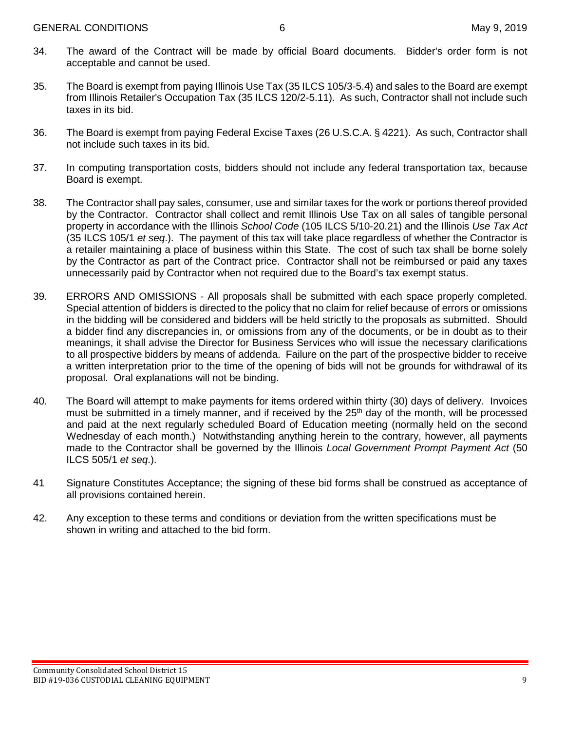34. The award of the Contract will be made by official Board documents. Bidder's order form is not acceptable and cannot be used.

35. The Board is exempt from paying Illinois Use Tax (35 ILCS 105/3-5.4) and sales to the Board are exempt from Illinois Retailer's Occupation Tax (35 ILCS 120/2-5.11). As such, Contractor shall not include such taxes in its bid.

36. The Board is exempt from paying Federal Excise Taxes (26 U.S.C.A. § 4221). As such, Contractor shall not include such taxes in its bid.

37. In computing transportation costs, bidders should not include any federal transportation tax, because Board is exempt.

38. The Contractor shall pay sales, consumer, use and similar taxes for the work or portions thereof provided by the Contractor. Contractor shall collect and remit Illinois Use Tax on all sales of tangible personal property in accordance with the Illinois *School Code* (105 ILCS 5/10-20.21) and the Illinois *Use Tax Act* (35 ILCS 105/1 *et seq*.). The payment of this tax will take place regardless of whether the Contractor is a retailer maintaining a place of business within this State. The cost of such tax shall be borne solely by the Contractor as part of the Contract price. Contractor shall not be reimbursed or paid any taxes unnecessarily paid by Contractor when not required due to the Board's tax exempt status.

39. ERRORS AND OMISSIONS - All proposals shall be submitted with each space properly completed. Special attention of bidders is directed to the policy that no claim for relief because of errors or omissions in the bidding will be considered and bidders will be held strictly to the proposals as submitted. Should a bidder find any discrepancies in, or omissions from any of the documents, or be in doubt as to their meanings, it shall advise the Director for Business Services who will issue the necessary clarifications to all prospective bidders by means of addenda. Failure on the part of the prospective bidder to receive a written interpretation prior to the time of the opening of bids will not be grounds for withdrawal of its proposal. Oral explanations will not be binding.

40. The Board will attempt to make payments for items ordered within thirty (30) days of delivery. Invoices must be submitted in a timely manner, and if received by the 25th day of the month, will be processed and paid at the next regularly scheduled Board of Education meeting (normally held on the second Wednesday of each month.) Notwithstanding anything herein to the contrary, however, all payments made to the Contractor shall be governed by the Illinois *Local Government Prompt Payment Act* (50 ILCS 505/1 *et seq.*).

41 Signature Constitutes Acceptance; the signing of these bid forms shall be construed as acceptance of all provisions contained herein.

42. Any exception to these terms and conditions or deviation from the written specifications must be shown in writing and attached to the bid form.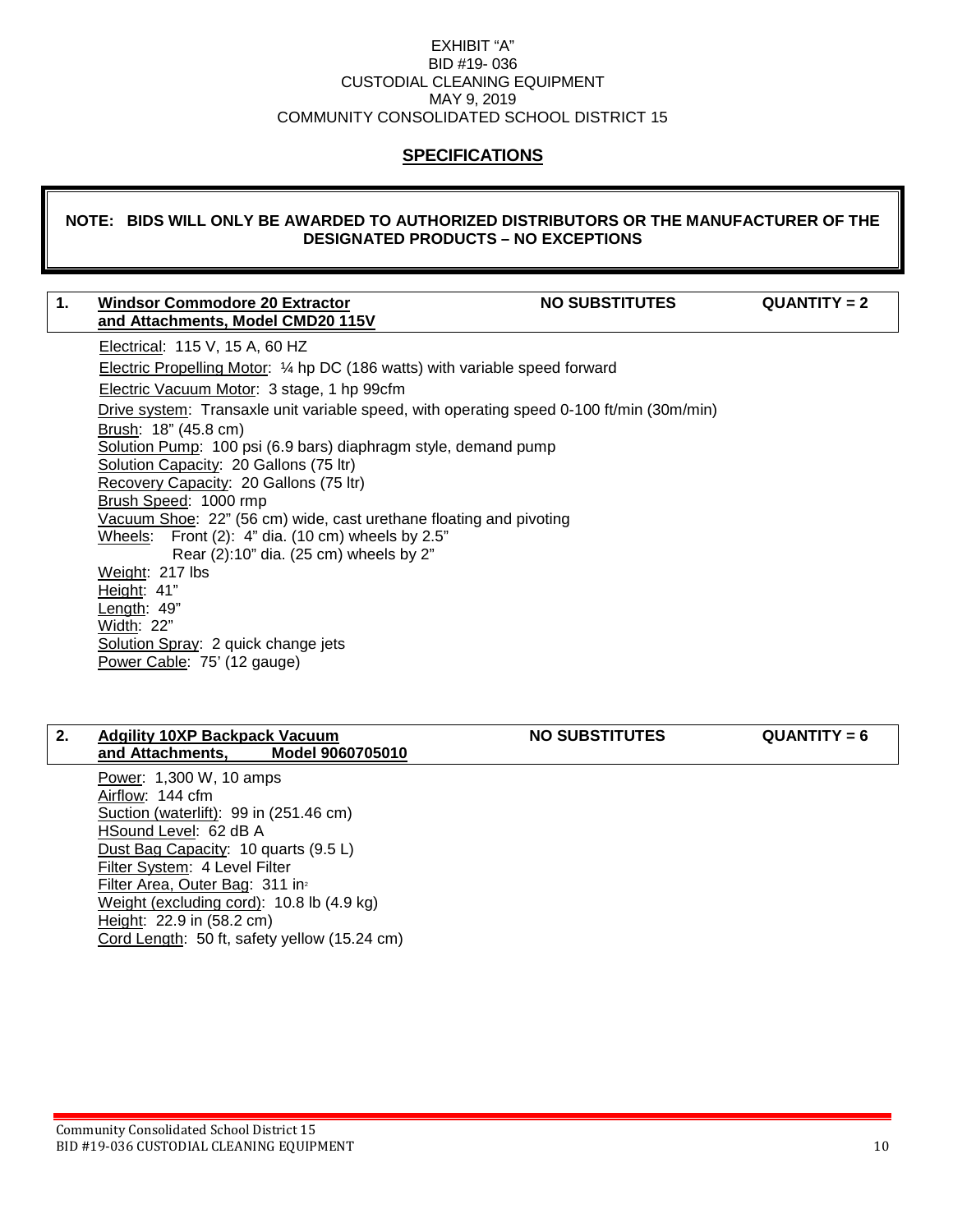EXHIBIT "A"
BID #19- 036
CUSTODIAL CLEANING EQUIPMENT
MAY 9, 2019
COMMUNITY CONSOLIDATED SCHOOL DISTRICT 15

## SPECIFICATIONS

**NOTE: BIDS WILL ONLY BE AWARDED TO AUTHORIZED DISTRIBUTORS OR THE MANUFACTURER OF THE DESIGNATED PRODUCTS – NO EXCEPTIONS**

| 1. | **Windsor Commodore 20 Extractor and Attachments, Model CMD20 115V** | **NO SUBSTITUTES** | **QUANTITY = 2** |
|---|---|---|---|

Electrical: 115 V, 15 A, 60 HZ
Electric Propelling Motor: ¼ hp DC (186 watts) with variable speed forward
Electric Vacuum Motor: 3 stage, 1 hp 99cfm
Drive system: Transaxle unit variable speed, with operating speed 0-100 ft/min (30m/min)
Brush: 18" (45.8 cm)
Solution Pump: 100 psi (6.9 bars) diaphragm style, demand pump
Solution Capacity: 20 Gallons (75 ltr)
Recovery Capacity: 20 Gallons (75 ltr)
Brush Speed: 1000 rmp
Vacuum Shoe: 22" (56 cm) wide, cast urethane floating and pivoting
Wheels: Front (2): 4" dia. (10 cm) wheels by 2.5"
Rear (2):10" dia. (25 cm) wheels by 2"
Weight: 217 lbs
Height: 41"
Length: 49"
Width: 22"
Solution Spray: 2 quick change jets
Power Cable: 75' (12 gauge)

| 2. | **Adgility 10XP Backpack Vacuum and Attachments, Model 9060705010** | **NO SUBSTITUTES** | **QUANTITY = 6** |
|---|---|---|---|

Power: 1,300 W, 10 amps
Airflow: 144 cfm
Suction (waterlift): 99 in (251.46 cm)
HSound Level: 62 dB A
Dust Bag Capacity: 10 quarts (9.5 L)
Filter System: 4 Level Filter
Filter Area, Outer Bag: 311 $in^2$
Weight (excluding cord): 10.8 lb (4.9 kg)
Height: 22.9 in (58.2 cm)
Cord Length: 50 ft, safety yellow (15.24 cm)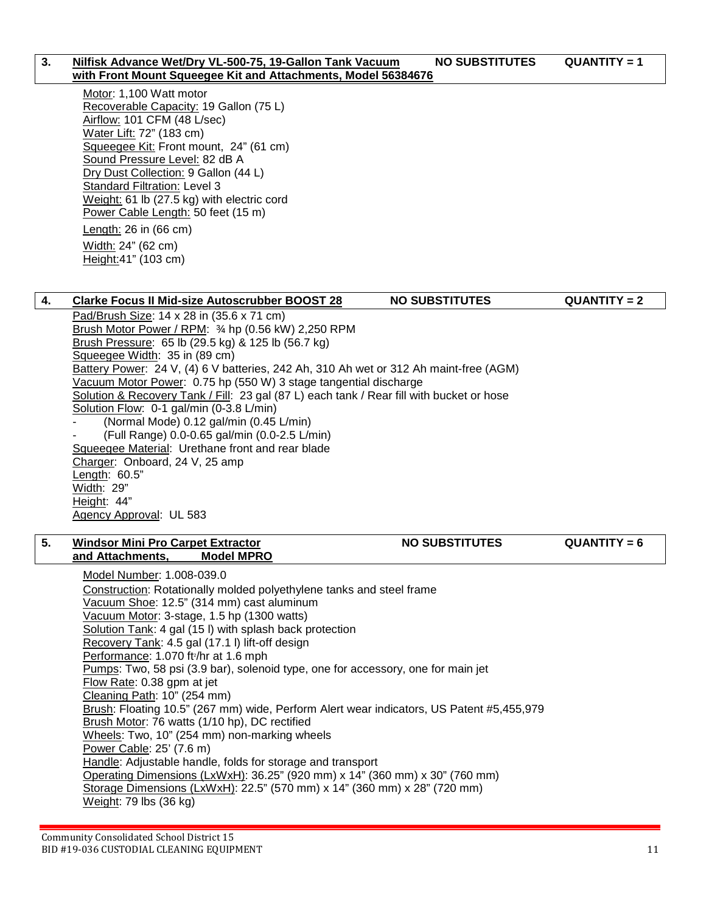| 3. | **Nilfisk Advance Wet/Dry VL-500-75, 19-Gallon Tank Vacuum with Front Mount Squeegee Kit and Attachments, Model 56384676** | **NO SUBSTITUTES** | **QUANTITY = 1** |
|---|---|---|---|

Motor: 1,100 Watt motor
Recoverable Capacity: 19 Gallon (75 L)
Airflow: 101 CFM (48 L/sec)
Water Lift: 72" (183 cm)
Squeegee Kit: Front mount, 24" (61 cm)
Sound Pressure Level: 82 dB A
Dry Dust Collection: 9 Gallon (44 L)
Standard Filtration: Level 3
Weight: 61 lb (27.5 kg) with electric cord
Power Cable Length: 50 feet (15 m)
Length: 26 in (66 cm)
Width: 24" (62 cm)
Height: 41" (103 cm)

| 4. | **Clarke Focus II Mid-size Autoscrubber BOOST 28** | **NO SUBSTITUTES** | **QUANTITY = 2** |
|---|---|---|---|

Pad/Brush Size: 14 x 28 in (35.6 x 71 cm)
Brush Motor Power / RPM: ¾ hp (0.56 kW) 2,250 RPM
Brush Pressure: 65 lb (29.5 kg) & 125 lb (56.7 kg)
Squeegee Width: 35 in (89 cm)
Battery Power: 24 V, (4) 6 V batteries, 242 Ah, 310 Ah wet or 312 Ah maint-free (AGM)
Vacuum Motor Power: 0.75 hp (550 W) 3 stage tangential discharge
Solution & Recovery Tank / Fill: 23 gal (87 L) each tank / Rear fill with bucket or hose
Solution Flow: 0-1 gal/min (0-3.8 L/min)

- (Normal Mode) 0.12 gal/min (0.45 L/min)
- (Full Range) 0.0-0.65 gal/min (0.0-2.5 L/min)

Squeegee Material: Urethane front and rear blade
Charger: Onboard, 24 V, 25 amp
Length: 60.5"
Width: 29"
Height: 44"
Agency Approval: UL 583

| 5. | **Windsor Mini Pro Carpet Extractor and Attachments, Model MPRO** | **NO SUBSTITUTES** | **QUANTITY = 6** |
|---|---|---|---|

Model Number: 1.008-039.0
Construction: Rotationally molded polyethylene tanks and steel frame
Vacuum Shoe: 12.5" (314 mm) cast aluminum
Vacuum Motor: 3-stage, 1.5 hp (1300 watts)
Solution Tank: 4 gal (15 l) with splash back protection
Recovery Tank: 4.5 gal (17.1 l) lift-off design
Performance: 1.070 $ft^2$/hr at 1.6 mph
Pumps: Two, 58 psi (3.9 bar), solenoid type, one for accessory, one for main jet
Flow Rate: 0.38 gpm at jet
Cleaning Path: 10" (254 mm)
Brush: Floating 10.5" (267 mm) wide, Perform Alert wear indicators, US Patent #5,455,979
Brush Motor: 76 watts (1/10 hp), DC rectified
Wheels: Two, 10" (254 mm) non-marking wheels
Power Cable: 25' (7.6 m)
Handle: Adjustable handle, folds for storage and transport
Operating Dimensions (LxWxH): 36.25" (920 mm) x 14" (360 mm) x 30" (760 mm)
Storage Dimensions (LxWxH): 22.5" (570 mm) x 14" (360 mm) x 28" (720 mm)
Weight: 79 lbs (36 kg)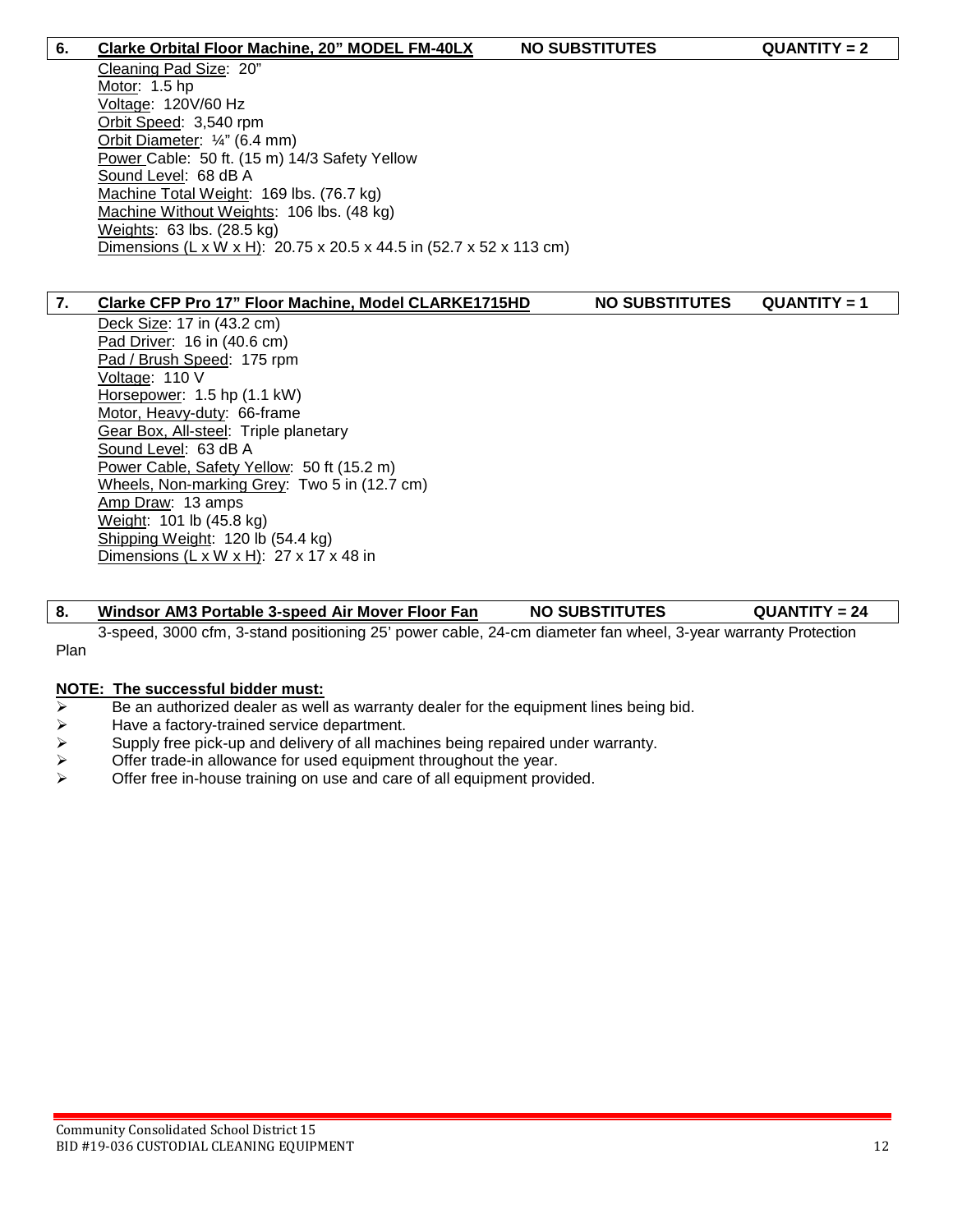**6. Clarke Orbital Floor Machine, 20" MODEL FM-40LX — NO SUBSTITUTES — QUANTITY = 2**

Cleaning Pad Size: 20"
Motor: 1.5 hp
Voltage: 120V/60 Hz
Orbit Speed: 3,540 rpm
Orbit Diameter: ¼" (6.4 mm)
Power Cable: 50 ft. (15 m) 14/3 Safety Yellow
Sound Level: 68 dB A
Machine Total Weight: 169 lbs. (76.7 kg)
Machine Without Weights: 106 lbs. (48 kg)
Weights: 63 lbs. (28.5 kg)
Dimensions (L x W x H): 20.75 x 20.5 x 44.5 in (52.7 x 52 x 113 cm)

**7. Clarke CFP Pro 17" Floor Machine, Model CLARKE1715HD — NO SUBSTITUTES — QUANTITY = 1**

Deck Size: 17 in (43.2 cm)
Pad Driver: 16 in (40.6 cm)
Pad / Brush Speed: 175 rpm
Voltage: 110 V
Horsepower: 1.5 hp (1.1 kW)
Motor, Heavy-duty: 66-frame
Gear Box, All-steel: Triple planetary
Sound Level: 63 dB A
Power Cable, Safety Yellow: 50 ft (15.2 m)
Wheels, Non-marking Grey: Two 5 in (12.7 cm)
Amp Draw: 13 amps
Weight: 101 lb (45.8 kg)
Shipping Weight: 120 lb (54.4 kg)
Dimensions (L x W x H): 27 x 17 x 48 in

**8. Windsor AM3 Portable 3-speed Air Mover Floor Fan — NO SUBSTITUTES — QUANTITY = 24**

3-speed, 3000 cfm, 3-stand positioning 25' power cable, 24-cm diameter fan wheel, 3-year warranty Protection Plan

**NOTE: The successful bidder must:**

- Be an authorized dealer as well as warranty dealer for the equipment lines being bid.
- Have a factory-trained service department.
- Supply free pick-up and delivery of all machines being repaired under warranty.
- Offer trade-in allowance for used equipment throughout the year.
- Offer free in-house training on use and care of all equipment provided.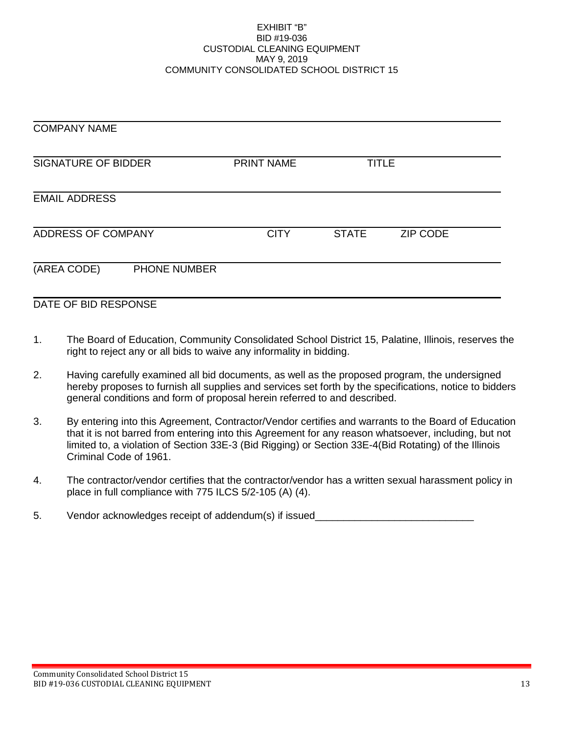EXHIBIT "B"
BID #19-036
CUSTODIAL CLEANING EQUIPMENT
MAY 9, 2019
COMMUNITY CONSOLIDATED SCHOOL DISTRICT 15

\_\_\_\_\_\_\_\_\_\_\_\_\_\_\_\_\_\_\_\_\_\_\_\_\_\_\_\_\_\_\_\_\_\_\_\_\_\_\_\_\_\_\_\_\_\_\_\_\_\_\_\_\_\_\_\_\_\_\_\_\_\_\_\_\_\_\_\_\_\_

COMPANY NAME

\_\_\_\_\_\_\_\_\_\_\_\_\_\_\_\_\_\_\_\_\_\_\_\_\_\_\_\_\_\_\_\_\_\_\_\_\_\_\_\_\_\_\_\_\_\_\_\_\_\_\_\_\_\_\_\_\_\_\_\_\_\_\_\_\_\_\_\_\_\_

SIGNATURE OF BIDDER PRINT NAME TITLE

\_\_\_\_\_\_\_\_\_\_\_\_\_\_\_\_\_\_\_\_\_\_\_\_\_\_\_\_\_\_\_\_\_\_\_\_\_\_\_\_\_\_\_\_\_\_\_\_\_\_\_\_\_\_\_\_\_\_\_\_\_\_\_\_\_\_\_\_\_\_

EMAIL ADDRESS

\_\_\_\_\_\_\_\_\_\_\_\_\_\_\_\_\_\_\_\_\_\_\_\_\_\_\_\_\_\_\_\_\_\_\_\_\_\_\_\_\_\_\_\_\_\_\_\_\_\_\_\_\_\_\_\_\_\_\_\_\_\_\_\_\_\_\_\_\_\_

ADDRESS OF COMPANY CITY STATE ZIP CODE

\_\_\_\_\_\_\_\_\_\_\_\_\_\_\_\_\_\_\_\_\_\_\_\_\_\_\_\_\_\_\_\_\_\_\_\_\_\_\_\_\_\_\_\_\_\_\_\_\_\_\_\_\_\_\_\_\_\_\_\_\_\_\_\_\_\_\_\_\_\_

(AREA CODE) PHONE NUMBER

\_\_\_\_\_\_\_\_\_\_\_\_\_\_\_\_\_\_\_\_\_\_\_\_\_\_\_\_\_\_\_\_\_\_\_\_\_\_\_\_\_\_\_\_\_\_\_\_\_\_\_\_\_\_\_\_\_\_\_\_\_\_\_\_\_\_\_\_\_\_

DATE OF BID RESPONSE

1. The Board of Education, Community Consolidated School District 15, Palatine, Illinois, reserves the right to reject any or all bids to waive any informality in bidding.

2. Having carefully examined all bid documents, as well as the proposed program, the undersigned hereby proposes to furnish all supplies and services set forth by the specifications, notice to bidders general conditions and form of proposal herein referred to and described.

3. By entering into this Agreement, Contractor/Vendor certifies and warrants to the Board of Education that it is not barred from entering into this Agreement for any reason whatsoever, including, but not limited to, a violation of Section 33E-3 (Bid Rigging) or Section 33E-4(Bid Rotating) of the Illinois Criminal Code of 1961.

4. The contractor/vendor certifies that the contractor/vendor has a written sexual harassment policy in place in full compliance with 775 ILCS 5/2-105 (A) (4).

5. Vendor acknowledges receipt of addendum(s) if issued\_\_\_\_\_\_\_\_\_\_\_\_\_\_\_\_\_\_\_\_\_\_\_\_\_\_\_\_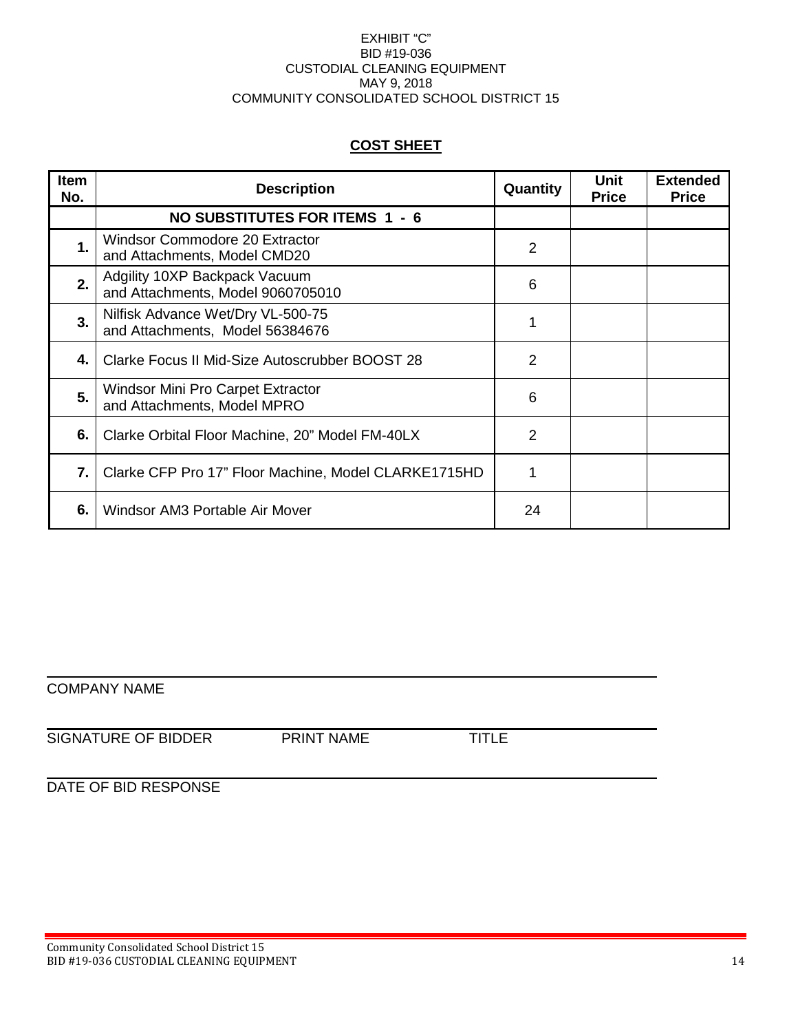EXHIBIT "C"
BID #19-036
CUSTODIAL CLEANING EQUIPMENT
MAY 9, 2018
COMMUNITY CONSOLIDATED SCHOOL DISTRICT 15

## COST SHEET

| Item No. | Description | Quantity | Unit Price | Extended Price |
|---|---|---|---|---|
| | **NO SUBSTITUTES FOR ITEMS 1 - 6** | | | |
| **1.** | Windsor Commodore 20 Extractor and Attachments, Model CMD20 | 2 | | |
| **2.** | Adgility 10XP Backpack Vacuum and Attachments, Model 9060705010 | 6 | | |
| **3.** | Nilfisk Advance Wet/Dry VL-500-75 and Attachments, Model 56384676 | 1 | | |
| **4.** | Clarke Focus II Mid-Size Autoscrubber BOOST 28 | 2 | | |
| **5.** | Windsor Mini Pro Carpet Extractor and Attachments, Model MPRO | 6 | | |
| **6.** | Clarke Orbital Floor Machine, 20" Model FM-40LX | 2 | | |
| **7.** | Clarke CFP Pro 17" Floor Machine, Model CLARKE1715HD | 1 | | |
| **6.** | Windsor AM3 Portable Air Mover | 24 | | |

\_\_\_\_\_\_\_\_\_\_\_\_\_\_\_\_\_\_\_\_\_\_\_\_\_\_\_\_\_\_\_\_\_\_\_\_\_\_\_\_\_\_\_\_\_\_\_\_\_\_\_\_\_\_\_\_\_\_\_\_
COMPANY NAME

\_\_\_\_\_\_\_\_\_\_\_\_\_\_\_\_\_\_\_\_\_\_\_\_\_\_\_\_\_\_\_\_\_\_\_\_\_\_\_\_\_\_\_\_\_\_\_\_\_\_\_\_\_\_\_\_\_\_\_\_
SIGNATURE OF BIDDER PRINT NAME TITLE

\_\_\_\_\_\_\_\_\_\_\_\_\_\_\_\_\_\_\_\_\_\_\_\_\_\_\_\_\_\_\_\_\_\_\_\_\_\_\_\_\_\_\_\_\_\_\_\_\_\_\_\_\_\_\_\_\_\_\_\_
DATE OF BID RESPONSE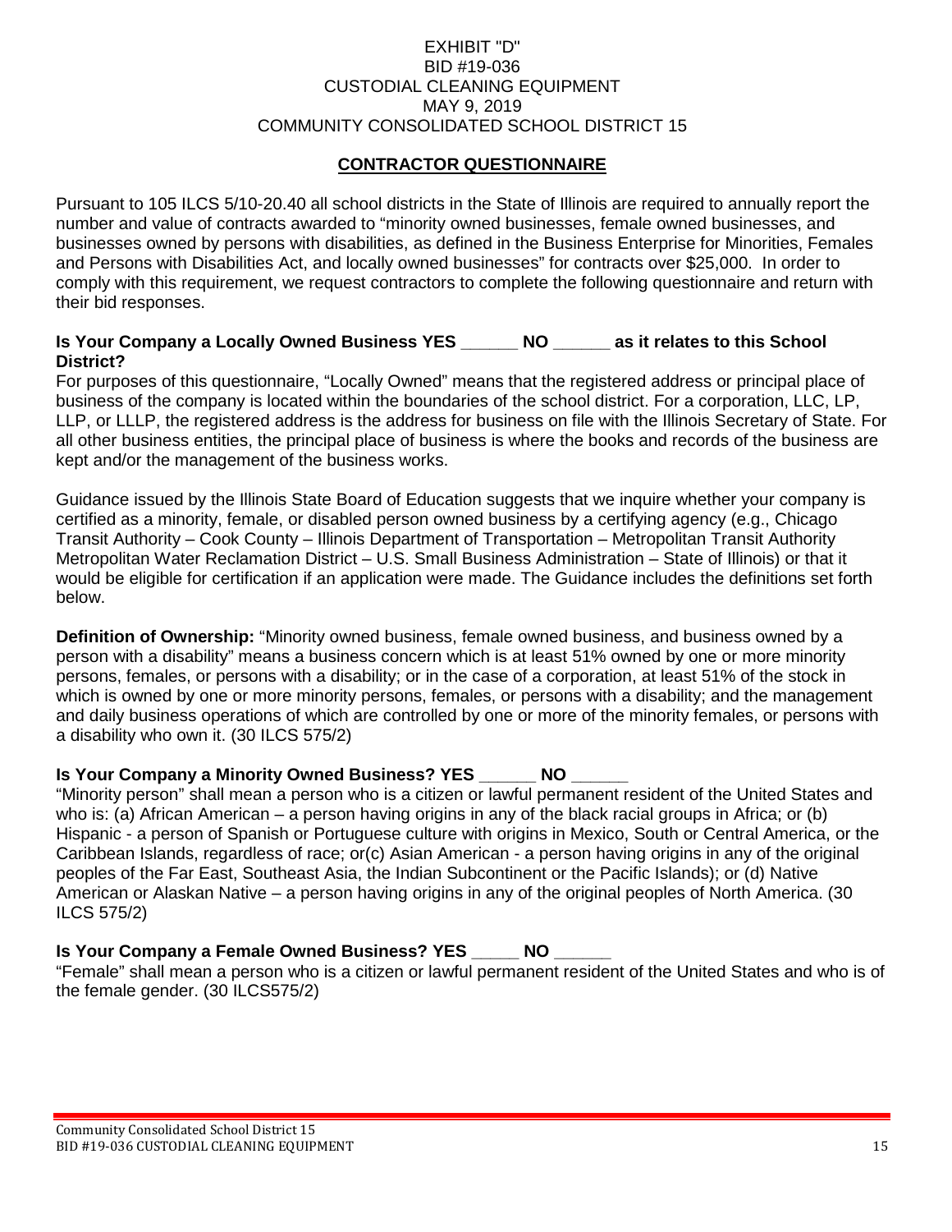EXHIBIT "D"
BID #19-036
CUSTODIAL CLEANING EQUIPMENT
MAY 9, 2019
COMMUNITY CONSOLIDATED SCHOOL DISTRICT 15

## CONTRACTOR QUESTIONNAIRE

Pursuant to 105 ILCS 5/10-20.40 all school districts in the State of Illinois are required to annually report the number and value of contracts awarded to "minority owned businesses, female owned businesses, and businesses owned by persons with disabilities, as defined in the Business Enterprise for Minorities, Females and Persons with Disabilities Act, and locally owned businesses" for contracts over $25,000. In order to comply with this requirement, we request contractors to complete the following questionnaire and return with their bid responses.

**Is Your Company a Locally Owned Business YES ______ NO ______ as it relates to this School District?**

For purposes of this questionnaire, "Locally Owned" means that the registered address or principal place of business of the company is located within the boundaries of the school district. For a corporation, LLC, LP, LLP, or LLLP, the registered address is the address for business on file with the Illinois Secretary of State. For all other business entities, the principal place of business is where the books and records of the business are kept and/or the management of the business works.

Guidance issued by the Illinois State Board of Education suggests that we inquire whether your company is certified as a minority, female, or disabled person owned business by a certifying agency (e.g., Chicago Transit Authority – Cook County – Illinois Department of Transportation – Metropolitan Transit Authority Metropolitan Water Reclamation District – U.S. Small Business Administration – State of Illinois) or that it would be eligible for certification if an application were made. The Guidance includes the definitions set forth below.

**Definition of Ownership:** "Minority owned business, female owned business, and business owned by a person with a disability" means a business concern which is at least 51% owned by one or more minority persons, females, or persons with a disability; or in the case of a corporation, at least 51% of the stock in which is owned by one or more minority persons, females, or persons with a disability; and the management and daily business operations of which are controlled by one or more of the minority females, or persons with a disability who own it. (30 ILCS 575/2)

**Is Your Company a Minority Owned Business? YES ______ NO ______**

"Minority person" shall mean a person who is a citizen or lawful permanent resident of the United States and who is: (a) African American – a person having origins in any of the black racial groups in Africa; or (b) Hispanic - a person of Spanish or Portuguese culture with origins in Mexico, South or Central America, or the Caribbean Islands, regardless of race; or(c) Asian American - a person having origins in any of the original peoples of the Far East, Southeast Asia, the Indian Subcontinent or the Pacific Islands); or (d) Native American or Alaskan Native – a person having origins in any of the original peoples of North America. (30 ILCS 575/2)

**Is Your Company a Female Owned Business? YES _____ NO ______**

"Female" shall mean a person who is a citizen or lawful permanent resident of the United States and who is of the female gender. (30 ILCS575/2)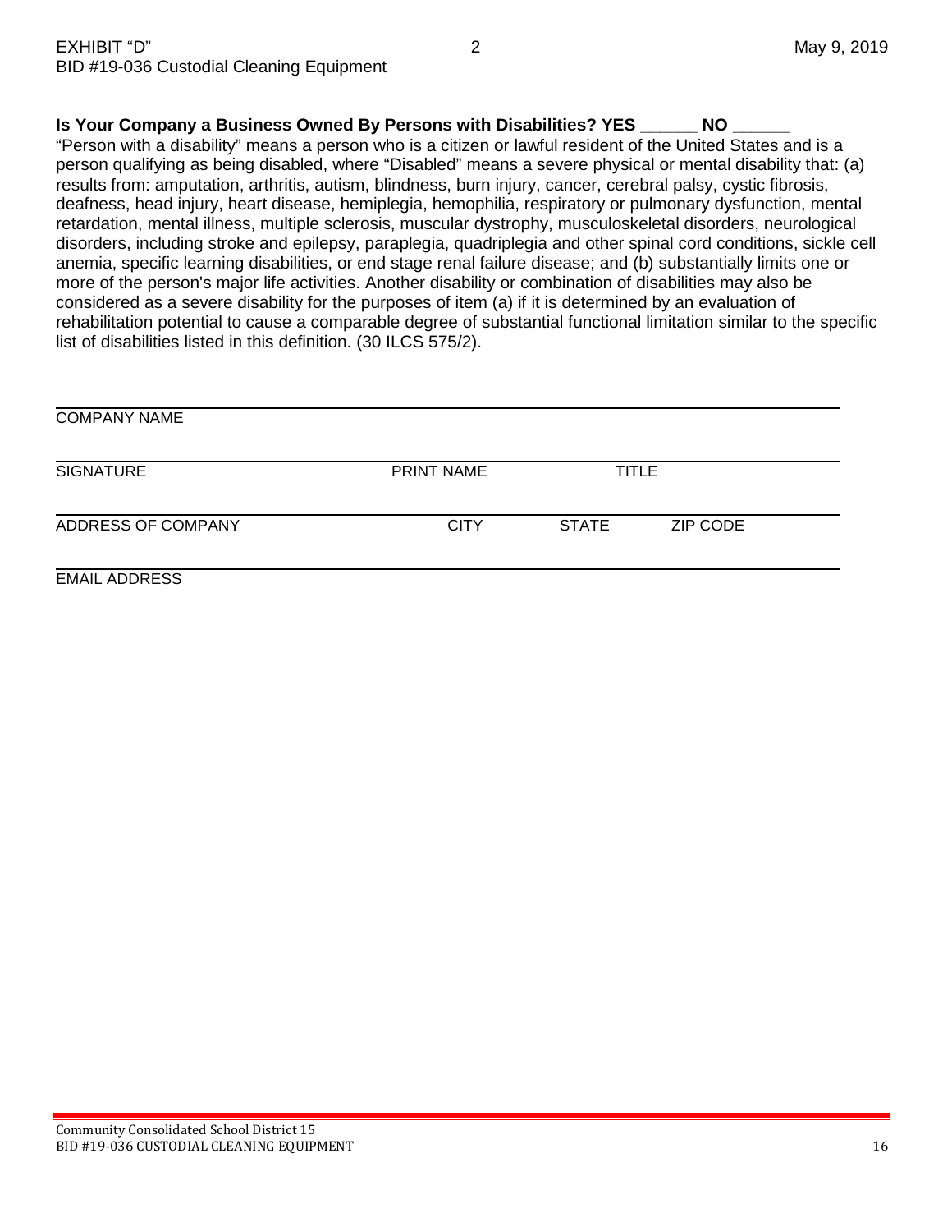EXHIBIT "D" 2 May 9, 2019
BID #19-036 Custodial Cleaning Equipment

**Is Your Company a Business Owned By Persons with Disabilities? YES ______ NO ______**

"Person with a disability" means a person who is a citizen or lawful resident of the United States and is a person qualifying as being disabled, where "Disabled" means a severe physical or mental disability that: (a) results from: amputation, arthritis, autism, blindness, burn injury, cancer, cerebral palsy, cystic fibrosis, deafness, head injury, heart disease, hemiplegia, hemophilia, respiratory or pulmonary dysfunction, mental retardation, mental illness, multiple sclerosis, muscular dystrophy, musculoskeletal disorders, neurological disorders, including stroke and epilepsy, paraplegia, quadriplegia and other spinal cord conditions, sickle cell anemia, specific learning disabilities, or end stage renal failure disease; and (b) substantially limits one or more of the person's major life activities. Another disability or combination of disabilities may also be considered as a severe disability for the purposes of item (a) if it is determined by an evaluation of rehabilitation potential to cause a comparable degree of substantial functional limitation similar to the specific list of disabilities listed in this definition. (30 ILCS 575/2).

\_\_\_\_\_\_\_\_\_\_\_\_\_\_\_\_\_\_\_\_\_\_\_\_\_\_\_\_\_\_\_\_\_\_\_\_\_\_\_\_\_\_\_\_\_\_\_\_\_\_\_\_\_\_\_\_\_\_\_\_\_\_\_\_\_\_\_\_
COMPANY NAME

\_\_\_\_\_\_\_\_\_\_\_\_\_\_\_\_\_\_\_\_\_\_\_\_\_\_\_\_\_\_\_\_\_\_\_\_\_\_\_\_\_\_\_\_\_\_\_\_\_\_\_\_\_\_\_\_\_\_\_\_\_\_\_\_\_\_\_\_
SIGNATURE PRINT NAME TITLE

\_\_\_\_\_\_\_\_\_\_\_\_\_\_\_\_\_\_\_\_\_\_\_\_\_\_\_\_\_\_\_\_\_\_\_\_\_\_\_\_\_\_\_\_\_\_\_\_\_\_\_\_\_\_\_\_\_\_\_\_\_\_\_\_\_\_\_\_
ADDRESS OF COMPANY CITY STATE ZIP CODE

\_\_\_\_\_\_\_\_\_\_\_\_\_\_\_\_\_\_\_\_\_\_\_\_\_\_\_\_\_\_\_\_\_\_\_\_\_\_\_\_\_\_\_\_\_\_\_\_\_\_\_\_\_\_\_\_\_\_\_\_\_\_\_\_\_\_\_\_
EMAIL ADDRESS